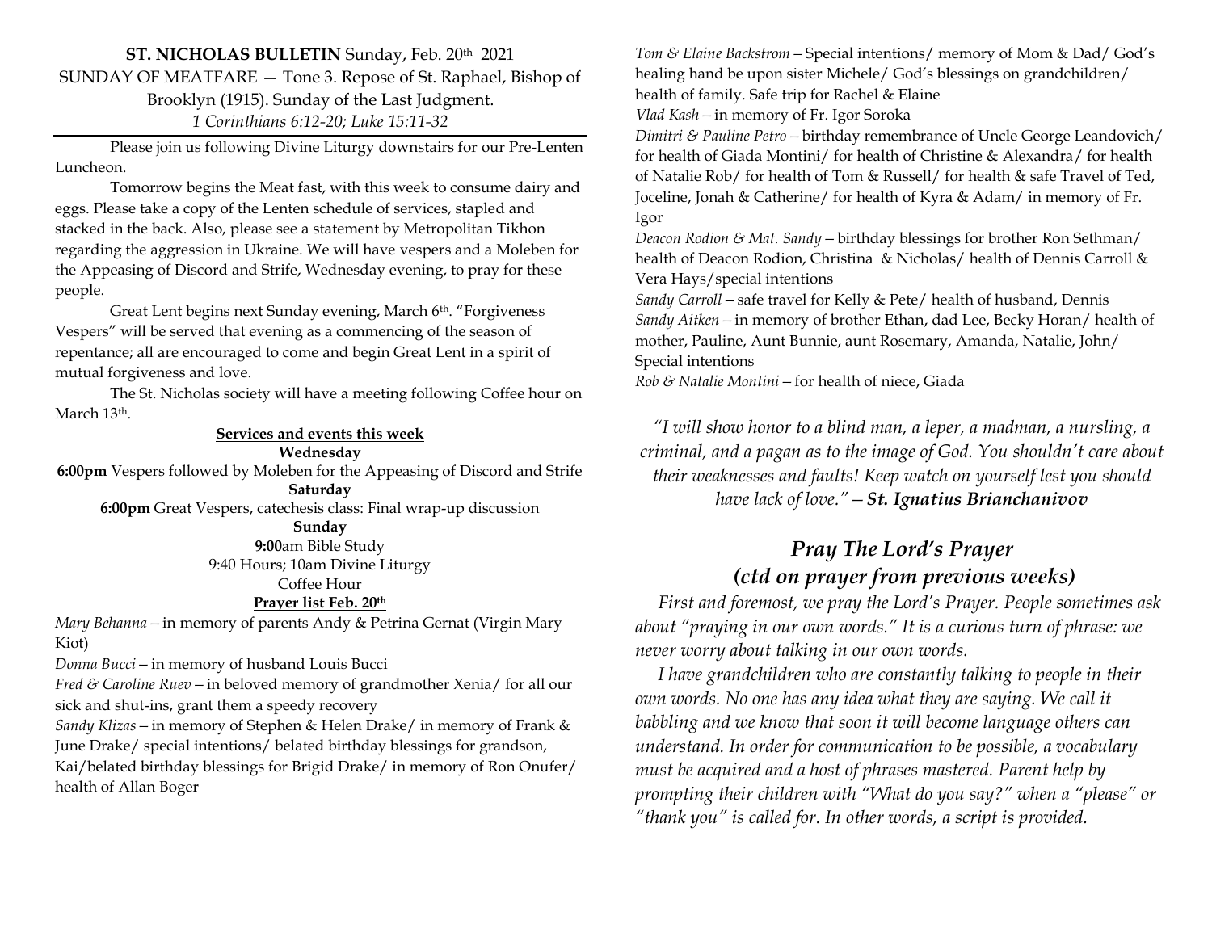**ST. NICHOLAS BULLETIN** Sunday, Feb. 20th 2021

SUNDAY OF MEATFARE — Tone 3. Repose of St. Raphael, Bishop of Brooklyn (1915). Sunday of the Last Judgment.

*1 Corinthians 6:12-20; Luke 15:11-32*

---

Please join us following Divine Liturgy downstairs for our Pre-Lenten Luncheon.

Tomorrow begins the Meat fast, with this week to consume dairy and eggs. Please take a copy of the Lenten schedule of services, stapled and stacked in the back. Also, please see a statement by Metropolitan Tikhon regarding the aggression in Ukraine. We will have vespers and a Moleben for the Appeasing of Discord and Strife, Wednesday evening, to pray for these people.

Great Lent begins next Sunday evening, March 6th. "Forgiveness Vespers" will be served that evening as a commencing of the season of repentance; all are encouraged to come and begin Great Lent in a spirit of mutual forgiveness and love.

The St. Nicholas society will have a meeting following Coffee hour on March 13th.

**Services and events this week**

**Wednesday**

**6:00pm** Vespers followed by Moleben for the Appeasing of Discord and Strife

**Saturday**

**6:00pm** Great Vespers, catechesis class: Final wrap-up discussion

**Sunday**

**9:00**am Bible Study

9:40 Hours; 10am Divine Liturgy

Coffee Hour

**Prayer list Feb. 20th**

*Mary Behanna* – in memory of parents Andy & Petrina Gernat (Virgin Mary Kiot)

*Donna Bucci* – in memory of husband Louis Bucci

*Fred & Caroline Ruev* – in beloved memory of grandmother Xenia/ for all our sick and shut-ins, grant them a speedy recovery

*Sandy Klizas* – in memory of Stephen & Helen Drake/ in memory of Frank & June Drake/ special intentions/ belated birthday blessings for grandson, Kai/belated birthday blessings for Brigid Drake/ in memory of Ron Onufer/ health of Allan Boger

*Tom & Elaine Backstrom* – Special intentions/ memory of Mom & Dad/ God's healing hand be upon sister Michele/ God's blessings on grandchildren/ health of family. Safe trip for Rachel & Elaine

*Vlad Kash* – in memory of Fr. Igor Soroka

*Dimitri & Pauline Petro* – birthday remembrance of Uncle George Leandovich/ for health of Giada Montini/ for health of Christine & Alexandra/ for health of Natalie Rob/ for health of Tom & Russell/ for health & safe Travel of Ted, Joceline, Jonah & Catherine/ for health of Kyra & Adam/ in memory of Fr. Igor

*Deacon Rodion & Mat. Sandy* – birthday blessings for brother Ron Sethman/ health of Deacon Rodion, Christina & Nicholas/ health of Dennis Carroll & Vera Hays/special intentions

*Sandy Carroll* – safe travel for Kelly & Pete/ health of husband, Dennis

*Sandy Aitken* – in memory of brother Ethan, dad Lee, Becky Horan/ health of mother, Pauline, Aunt Bunnie, aunt Rosemary, Amanda, Natalie, John/ Special intentions

*Rob & Natalie Montini* – for health of niece, Giada

*"I will show honor to a blind man, a leper, a madman, a nursling, a criminal, and a pagan as to the image of God. You shouldn't care about their weaknesses and faults! Keep watch on yourself lest you should have lack of love."* – ***St. Ignatius Brianchanivov***

## *Pray The Lord's Prayer (ctd on prayer from previous weeks)*

*First and foremost, we pray the Lord's Prayer. People sometimes ask about "praying in our own words." It is a curious turn of phrase: we never worry about talking in our own words.*

*I have grandchildren who are constantly talking to people in their own words. No one has any idea what they are saying. We call it babbling and we know that soon it will become language others can understand. In order for communication to be possible, a vocabulary must be acquired and a host of phrases mastered. Parent help by prompting their children with "What do you say?" when a "please" or "thank you" is called for. In other words, a script is provided.*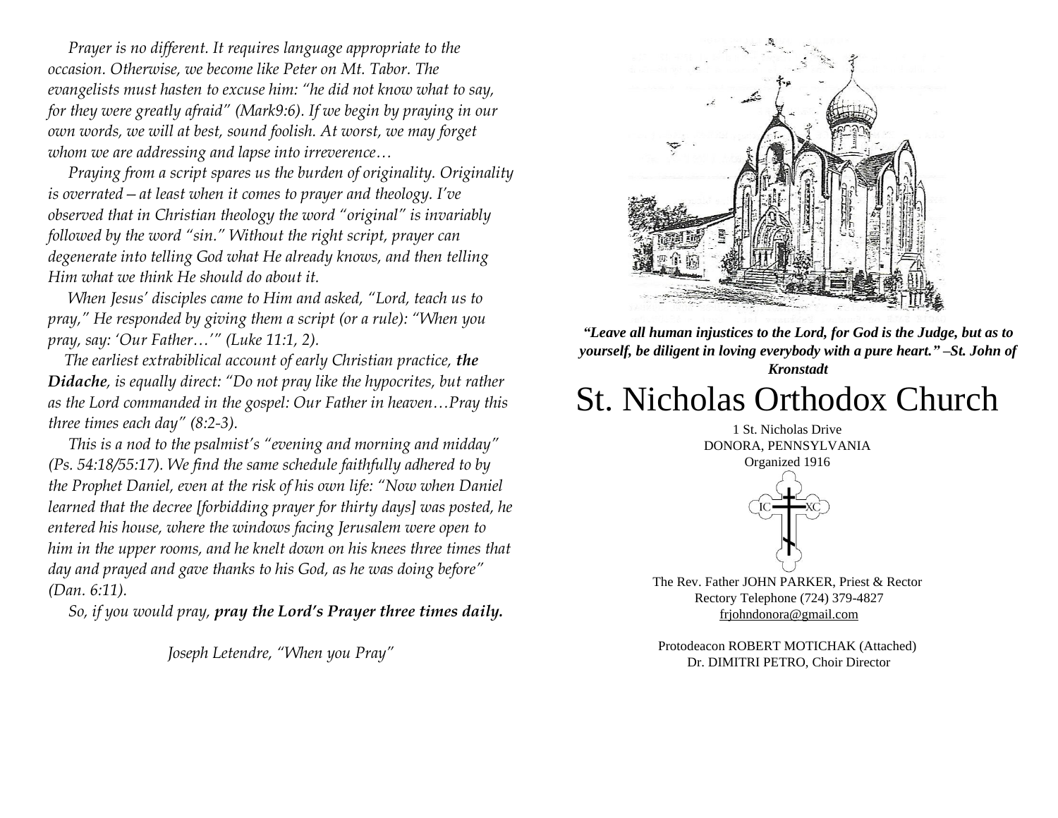*Prayer is no different. It requires language appropriate to the occasion. Otherwise, we become like Peter on Mt. Tabor. The evangelists must hasten to excuse him: "he did not know what to say, for they were greatly afraid" (Mark9:6). If we begin by praying in our own words, we will at best, sound foolish. At worst, we may forget whom we are addressing and lapse into irreverence…*

*Praying from a script spares us the burden of originality. Originality is overrated – at least when it comes to prayer and theology. I've observed that in Christian theology the word "original" is invariably followed by the word "sin." Without the right script, prayer can degenerate into telling God what He already knows, and then telling Him what we think He should do about it.*

*When Jesus' disciples came to Him and asked, "Lord, teach us to pray," He responded by giving them a script (or a rule): "When you pray, say: 'Our Father…'" (Luke 11:1, 2).*

*The earliest extrabiblical account of early Christian practice, **the Didache**, is equally direct: "Do not pray like the hypocrites, but rather as the Lord commanded in the gospel: Our Father in heaven…Pray this three times each day" (8:2-3).*

*This is a nod to the psalmist's "evening and morning and midday" (Ps. 54:18/55:17). We find the same schedule faithfully adhered to by the Prophet Daniel, even at the risk of his own life: "Now when Daniel learned that the decree [forbidding prayer for thirty days] was posted, he entered his house, where the windows facing Jerusalem were open to him in the upper rooms, and he knelt down on his knees three times that day and prayed and gave thanks to his God, as he was doing before" (Dan. 6:11).*

*So, if you would pray, **pray the Lord's Prayer three times daily.***

*Joseph Letendre, "When you Pray"*

***"Leave all human injustices to the Lord, for God is the Judge, but as to yourself, be diligent in loving everybody with a pure heart." –St. John of Kronstadt***

# St. Nicholas Orthodox Church

1 St. Nicholas Drive
DONORA, PENNSYLVANIA
Organized 1916

IC XC

The Rev. Father JOHN PARKER, Priest & Rector
Rectory Telephone (724) 379-4827
frjohndonora@gmail.com

Protodeacon ROBERT MOTICHAK (Attached)
Dr. DIMITRI PETRO, Choir Director